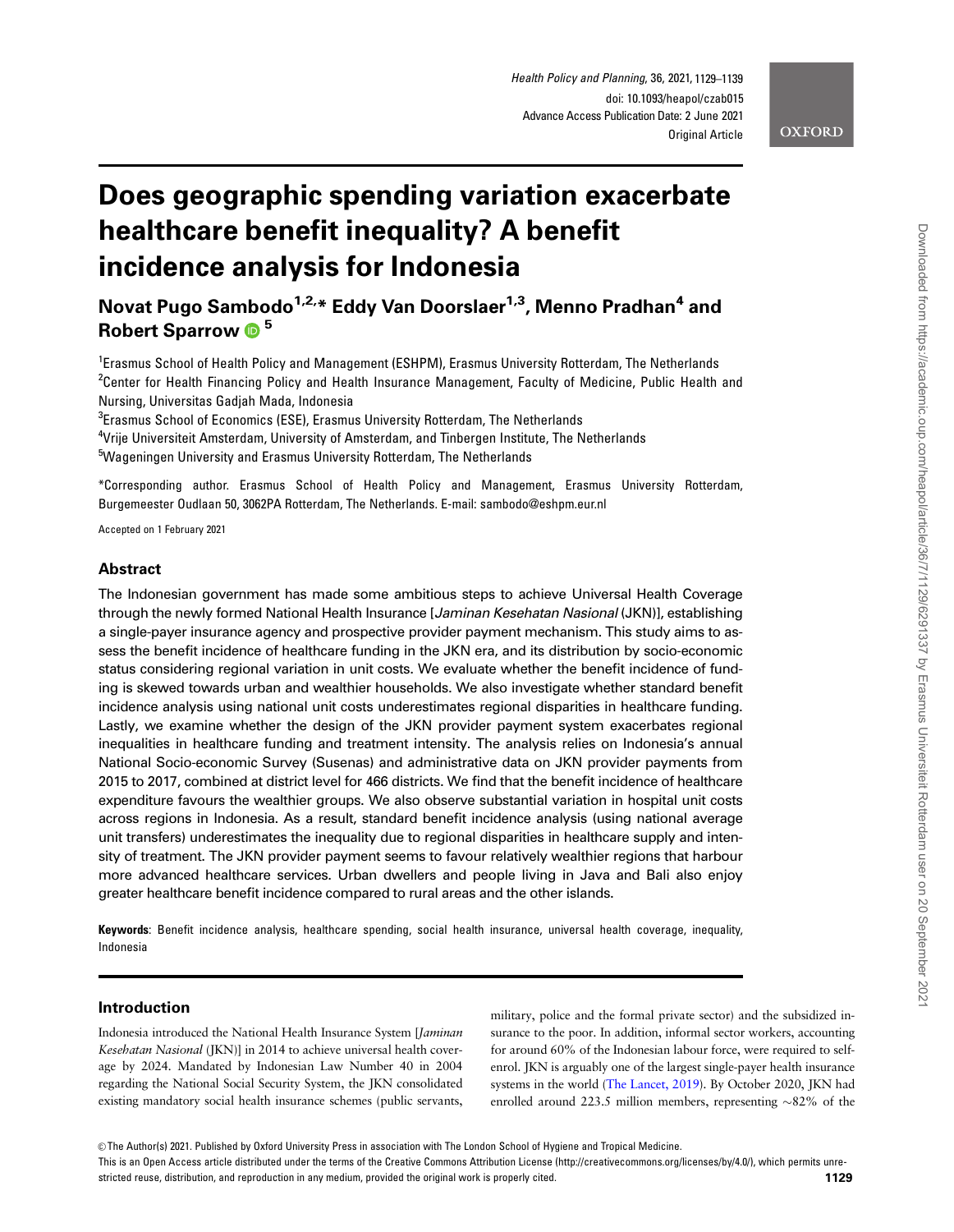# Does geographic spending variation exacerbate healthcare benefit inequality? A benefit incidence analysis for Indonesia

**Novat Pugo Sambodo[1,2,*] Eddy Van Doorslaer[1,3], Menno Pradhan[4] and Robert Sparrow[5]**

[1]Erasmus School of Health Policy and Management (ESHPM), Erasmus University Rotterdam, The Netherlands
[2]Center for Health Financing Policy and Health Insurance Management, Faculty of Medicine, Public Health and Nursing, Universitas Gadjah Mada, Indonesia
[3]Erasmus School of Economics (ESE), Erasmus University Rotterdam, The Netherlands
[4]Vrije Universiteit Amsterdam, University of Amsterdam, and Tinbergen Institute, The Netherlands
[5]Wageningen University and Erasmus University Rotterdam, The Netherlands

*Corresponding author. Erasmus School of Health Policy and Management, Erasmus University Rotterdam, Burgemeester Oudlaan 50, 3062PA Rotterdam, The Netherlands. E-mail: sambodo@eshpm.eur.nl

Accepted on 1 February 2021

## Abstract

The Indonesian government has made some ambitious steps to achieve Universal Health Coverage through the newly formed National Health Insurance [*Jaminan Kesehatan Nasional* (JKN)], establishing a single-payer insurance agency and prospective provider payment mechanism. This study aims to assess the benefit incidence of healthcare funding in the JKN era, and its distribution by socio-economic status considering regional variation in unit costs. We evaluate whether the benefit incidence of funding is skewed towards urban and wealthier households. We also investigate whether standard benefit incidence analysis using national unit costs underestimates regional disparities in healthcare funding. Lastly, we examine whether the design of the JKN provider payment system exacerbates regional inequalities in healthcare funding and treatment intensity. The analysis relies on Indonesia's annual National Socio-economic Survey (Susenas) and administrative data on JKN provider payments from 2015 to 2017, combined at district level for 466 districts. We find that the benefit incidence of healthcare expenditure favours the wealthier groups. We also observe substantial variation in hospital unit costs across regions in Indonesia. As a result, standard benefit incidence analysis (using national average unit transfers) underestimates the inequality due to regional disparities in healthcare supply and intensity of treatment. The JKN provider payment seems to favour relatively wealthier regions that harbour more advanced healthcare services. Urban dwellers and people living in Java and Bali also enjoy greater healthcare benefit incidence compared to rural areas and the other islands.

**Keywords**: Benefit incidence analysis, healthcare spending, social health insurance, universal health coverage, inequality, Indonesia

## Introduction

Indonesia introduced the National Health Insurance System [*Jaminan Kesehatan Nasional* (JKN)] in 2014 to achieve universal health coverage by 2024. Mandated by Indonesian Law Number 40 in 2004 regarding the National Social Security System, the JKN consolidated existing mandatory social health insurance schemes (public servants, military, police and the formal private sector) and the subsidized insurance to the poor. In addition, informal sector workers, accounting for around 60% of the Indonesian labour force, were required to self-enrol. JKN is arguably one of the largest single-payer health insurance systems in the world (The Lancet, 2019). By October 2020, JKN had enrolled around 223.5 million members, representing ~82% of the

© The Author(s) 2021. Published by Oxford University Press in association with The London School of Hygiene and Tropical Medicine.
This is an Open Access article distributed under the terms of the Creative Commons Attribution License (http://creativecommons.org/licenses/by/4.0/), which permits unrestricted reuse, distribution, and reproduction in any medium, provided the original work is properly cited.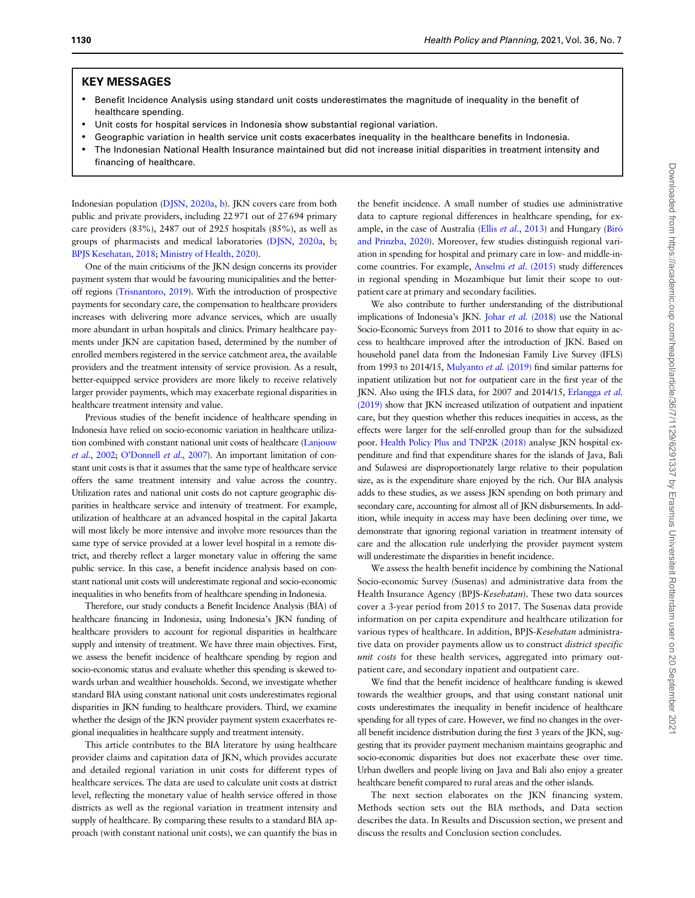## KEY MESSAGES

- Benefit Incidence Analysis using standard unit costs underestimates the magnitude of inequality in the benefit of healthcare spending.
- Unit costs for hospital services in Indonesia show substantial regional variation.
- Geographic variation in health service unit costs exacerbates inequality in the healthcare benefits in Indonesia.
- The Indonesian National Health Insurance maintained but did not increase initial disparities in treatment intensity and financing of healthcare.

Indonesian population (DJSN, 2020a, b). JKN covers care from both public and private providers, including 22 971 out of 27 694 primary care providers (83%), 2487 out of 2925 hospitals (85%), as well as groups of pharmacists and medical laboratories (DJSN, 2020a, b; BPJS Kesehatan, 2018; Ministry of Health, 2020).

One of the main criticisms of the JKN design concerns its provider payment system that would be favouring municipalities and the better-off regions (Trisnantoro, 2019). With the introduction of prospective payments for secondary care, the compensation to healthcare providers increases with delivering more advance services, which are usually more abundant in urban hospitals and clinics. Primary healthcare payments under JKN are capitation based, determined by the number of enrolled members registered in the service catchment area, the available providers and the treatment intensity of service provision. As a result, better-equipped service providers are more likely to receive relatively larger provider payments, which may exacerbate regional disparities in healthcare treatment intensity and value.

Previous studies of the benefit incidence of healthcare spending in Indonesia have relied on socio-economic variation in healthcare utilization combined with constant national unit costs of healthcare (Lanjouw *et al.*, 2002; O'Donnell *et al.*, 2007). An important limitation of constant unit costs is that it assumes that the same type of healthcare service offers the same treatment intensity and value across the country. Utilization rates and national unit costs do not capture geographic disparities in healthcare service and intensity of treatment. For example, utilization of healthcare at an advanced hospital in the capital Jakarta will most likely be more intensive and involve more resources than the same type of service provided at a lower level hospital in a remote district, and thereby reflect a larger monetary value in offering the same public service. In this case, a benefit incidence analysis based on constant national unit costs will underestimate regional and socio-economic inequalities in who benefits from of healthcare spending in Indonesia.

Therefore, our study conducts a Benefit Incidence Analysis (BIA) of healthcare financing in Indonesia, using Indonesia's JKN funding of healthcare providers to account for regional disparities in healthcare supply and intensity of treatment. We have three main objectives. First, we assess the benefit incidence of healthcare spending by region and socio-economic status and evaluate whether this spending is skewed towards urban and wealthier households. Second, we investigate whether standard BIA using constant national unit costs underestimates regional disparities in JKN funding to healthcare providers. Third, we examine whether the design of the JKN provider payment system exacerbates regional inequalities in healthcare supply and treatment intensity.

This article contributes to the BIA literature by using healthcare provider claims and capitation data of JKN, which provides accurate and detailed regional variation in unit costs for different types of healthcare services. The data are used to calculate unit costs at district level, reflecting the monetary value of health service offered in those districts as well as the regional variation in treatment intensity and supply of healthcare. By comparing these results to a standard BIA approach (with constant national unit costs), we can quantify the bias in the benefit incidence. A small number of studies use administrative data to capture regional differences in healthcare spending, for example, in the case of Australia (Ellis *et al.*, 2013) and Hungary (Bíró and Prinzba, 2020). Moreover, few studies distinguish regional variation in spending for hospital and primary care in low- and middle-income countries. For example, Anselmi *et al.* (2015) study differences in regional spending in Mozambique but limit their scope to outpatient care at primary and secondary facilities.

We also contribute to further understanding of the distributional implications of Indonesia's JKN. Johar *et al.* (2018) use the National Socio-Economic Surveys from 2011 to 2016 to show that equity in access to healthcare improved after the introduction of JKN. Based on household panel data from the Indonesian Family Live Survey (IFLS) from 1993 to 2014/15, Mulyanto *et al.* (2019) find similar patterns for inpatient utilization but not for outpatient care in the first year of the JKN. Also using the IFLS data, for 2007 and 2014/15, Erlangga *et al.* (2019) show that JKN increased utilization of outpatient and inpatient care, but they question whether this reduces inequities in access, as the effects were larger for the self-enrolled group than for the subsidized poor. Health Policy Plus and TNP2K (2018) analyse JKN hospital expenditure and find that expenditure shares for the islands of Java, Bali and Sulawesi are disproportionately large relative to their population size, as is the expenditure share enjoyed by the rich. Our BIA analysis adds to these studies, as we assess JKN spending on both primary and secondary care, accounting for almost all of JKN disbursements. In addition, while inequity in access may have been declining over time, we demonstrate that ignoring regional variation in treatment intensity of care and the allocation rule underlying the provider payment system will underestimate the disparities in benefit incidence.

We assess the health benefit incidence by combining the National Socio-economic Survey (Susenas) and administrative data from the Health Insurance Agency (BPJS-*Kesehatan*). These two data sources cover a 3-year period from 2015 to 2017. The Susenas data provide information on per capita expenditure and healthcare utilization for various types of healthcare. In addition, BPJS-*Kesehatan* administrative data on provider payments allow us to construct *district specific unit costs* for these health services, aggregated into primary outpatient care, and secondary inpatient and outpatient care.

We find that the benefit incidence of healthcare funding is skewed towards the wealthier groups, and that using constant national unit costs underestimates the inequality in benefit incidence of healthcare spending for all types of care. However, we find no changes in the overall benefit incidence distribution during the first 3 years of the JKN, suggesting that its provider payment mechanism maintains geographic and socio-economic disparities but does not exacerbate these over time. Urban dwellers and people living on Java and Bali also enjoy a greater healthcare benefit compared to rural areas and the other islands.

The next section elaborates on the JKN financing system. Methods section sets out the BIA methods, and Data section describes the data. In Results and Discussion section, we present and discuss the results and Conclusion section concludes.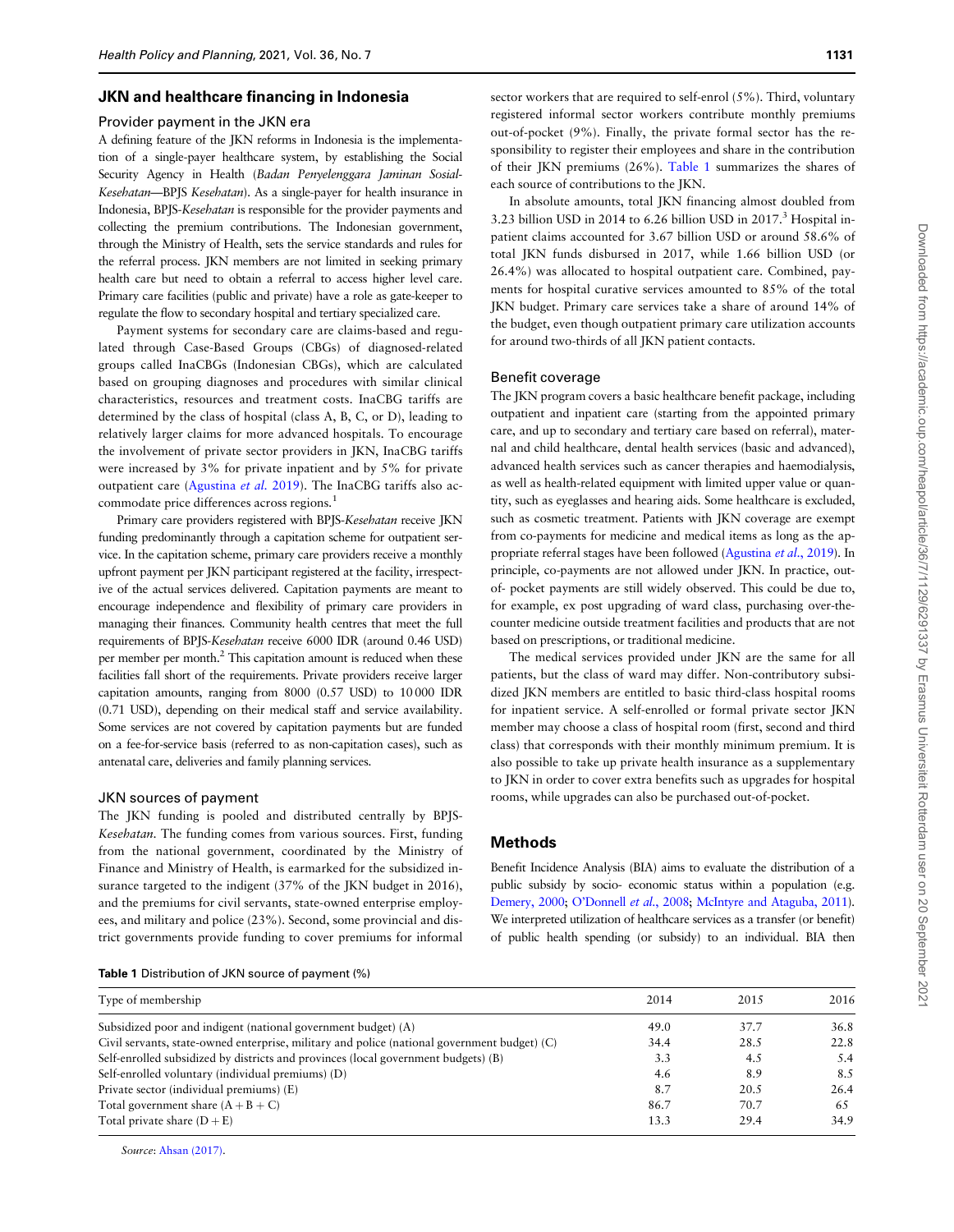## JKN and healthcare financing in Indonesia

### Provider payment in the JKN era

A defining feature of the JKN reforms in Indonesia is the implementation of a single-payer healthcare system, by establishing the Social Security Agency in Health (*Badan Penyelenggara Jaminan Sosial-Kesehatan*—BPJS *Kesehatan*). As a single-payer for health insurance in Indonesia, BPJS-*Kesehatan* is responsible for the provider payments and collecting the premium contributions. The Indonesian government, through the Ministry of Health, sets the service standards and rules for the referral process. JKN members are not limited in seeking primary health care but need to obtain a referral to access higher level care. Primary care facilities (public and private) have a role as gate-keeper to regulate the flow to secondary hospital and tertiary specialized care.

Payment systems for secondary care are claims-based and regulated through Case-Based Groups (CBGs) of diagnosed-related groups called InaCBGs (Indonesian CBGs), which are calculated based on grouping diagnoses and procedures with similar clinical characteristics, resources and treatment costs. InaCBG tariffs are determined by the class of hospital (class A, B, C, or D), leading to relatively larger claims for more advanced hospitals. To encourage the involvement of private sector providers in JKN, InaCBG tariffs were increased by 3% for private inpatient and by 5% for private outpatient care (Agustina *et al.* 2019). The InaCBG tariffs also accommodate price differences across regions.[1]

Primary care providers registered with BPJS-*Kesehatan* receive JKN funding predominantly through a capitation scheme for outpatient service. In the capitation scheme, primary care providers receive a monthly upfront payment per JKN participant registered at the facility, irrespective of the actual services delivered. Capitation payments are meant to encourage independence and flexibility of primary care providers in managing their finances. Community health centres that meet the full requirements of BPJS-*Kesehatan* receive 6000 IDR (around 0.46 USD) per member per month.[2] This capitation amount is reduced when these facilities fall short of the requirements. Private providers receive larger capitation amounts, ranging from 8000 (0.57 USD) to 10 000 IDR (0.71 USD), depending on their medical staff and service availability. Some services are not covered by capitation payments but are funded on a fee-for-service basis (referred to as non-capitation cases), such as antenatal care, deliveries and family planning services.

### JKN sources of payment

The JKN funding is pooled and distributed centrally by BPJS-*Kesehatan*. The funding comes from various sources. First, funding from the national government, coordinated by the Ministry of Finance and Ministry of Health, is earmarked for the subsidized insurance targeted to the indigent (37% of the JKN budget in 2016), and the premiums for civil servants, state-owned enterprise employees, and military and police (23%). Second, some provincial and district governments provide funding to cover premiums for informal sector workers that are required to self-enrol (5%). Third, voluntary registered informal sector workers contribute monthly premiums out-of-pocket (9%). Finally, the private formal sector has the responsibility to register their employees and share in the contribution of their JKN premiums (26%). Table 1 summarizes the shares of each source of contributions to the JKN.

In absolute amounts, total JKN financing almost doubled from 3.23 billion USD in 2014 to 6.26 billion USD in 2017.[3] Hospital inpatient claims accounted for 3.67 billion USD or around 58.6% of total JKN funds disbursed in 2017, while 1.66 billion USD (or 26.4%) was allocated to hospital outpatient care. Combined, payments for hospital curative services amounted to 85% of the total JKN budget. Primary care services take a share of around 14% of the budget, even though outpatient primary care utilization accounts for around two-thirds of all JKN patient contacts.

### Benefit coverage

The JKN program covers a basic healthcare benefit package, including outpatient and inpatient care (starting from the appointed primary care, and up to secondary and tertiary care based on referral), maternal and child healthcare, dental health services (basic and advanced), advanced health services such as cancer therapies and haemodialysis, as well as health-related equipment with limited upper value or quantity, such as eyeglasses and hearing aids. Some healthcare is excluded, such as cosmetic treatment. Patients with JKN coverage are exempt from co-payments for medicine and medical items as long as the appropriate referral stages have been followed (Agustina *et al.*, 2019). In principle, co-payments are not allowed under JKN. In practice, out-of- pocket payments are still widely observed. This could be due to, for example, ex post upgrading of ward class, purchasing over-the-counter medicine outside treatment facilities and products that are not based on prescriptions, or traditional medicine.

The medical services provided under JKN are the same for all patients, but the class of ward may differ. Non-contributory subsidized JKN members are entitled to basic third-class hospital rooms for inpatient service. A self-enrolled or formal private sector JKN member may choose a class of hospital room (first, second and third class) that corresponds with their monthly minimum premium. It is also possible to take up private health insurance as a supplementary to JKN in order to cover extra benefits such as upgrades for hospital rooms, while upgrades can also be purchased out-of-pocket.

## Methods

Benefit Incidence Analysis (BIA) aims to evaluate the distribution of a public subsidy by socio- economic status within a population (e.g. Demery, 2000; O'Donnell *et al.*, 2008; McIntyre and Ataguba, 2011). We interpreted utilization of healthcare services as a transfer (or benefit) of public health spending (or subsidy) to an individual. BIA then

**Table 1** Distribution of JKN source of payment (%)

| Type of membership | 2014 | 2015 | 2016 |
|---|---|---|---|
| Subsidized poor and indigent (national government budget) (A) | 49.0 | 37.7 | 36.8 |
| Civil servants, state-owned enterprise, military and police (national government budget) (C) | 34.4 | 28.5 | 22.8 |
| Self-enrolled subsidized by districts and provinces (local government budgets) (B) | 3.3 | 4.5 | 5.4 |
| Self-enrolled voluntary (individual premiums) (D) | 4.6 | 8.9 | 8.5 |
| Private sector (individual premiums) (E) | 8.7 | 20.5 | 26.4 |
| Total government share (A + B + C) | 86.7 | 70.7 | 65 |
| Total private share (D + E) | 13.3 | 29.4 | 34.9 |

*Source*: Ahsan (2017).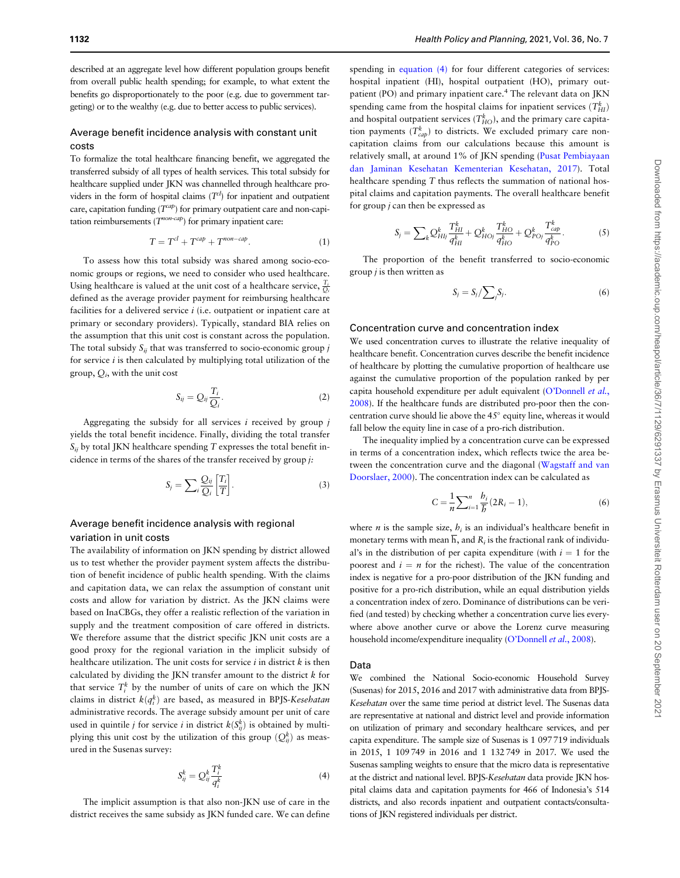described at an aggregate level how different population groups benefit from overall public health spending; for example, to what extent the benefits go disproportionately to the poor (e.g. due to government targeting) or to the wealthy (e.g. due to better access to public services).

## Average benefit incidence analysis with constant unit costs

To formalize the total healthcare financing benefit, we aggregated the transferred subsidy of all types of health services. This total subsidy for healthcare supplied under JKN was channelled through healthcare providers in the form of hospital claims ($T^{cl}$) for inpatient and outpatient care, capitation funding ($T^{cap}$) for primary outpatient care and non-capitation reimbursements ($T^{non-cap}$) for primary inpatient care:

$$T = T^{cl} + T^{cap} + T^{non-cap}. \quad (1)$$

To assess how this total subsidy was shared among socio-economic groups or regions, we need to consider who used healthcare. Using healthcare is valued at the unit cost of a healthcare service, $\frac{T_i}{Q_i}$ defined as the average provider payment for reimbursing healthcare facilities for a delivered service $i$ (i.e. outpatient or inpatient care at primary or secondary providers). Typically, standard BIA relies on the assumption that this unit cost is constant across the population. The total subsidy $S_{ij}$ that was transferred to socio-economic group $j$ for service $i$ is then calculated by multiplying total utilization of the group, $Q_i$, with the unit cost

$$S_{ij} = Q_{ij}\frac{T_i}{Q_i}. \quad (2)$$

Aggregating the subsidy for all services $i$ received by group $j$ yields the total benefit incidence. Finally, dividing the total transfer $S_{ij}$ by total JKN healthcare spending $T$ expresses the total benefit incidence in terms of the shares of the transfer received by group $j$:

$$S_j = \sum_i \frac{Q_{ij}}{Q_i}\left[\frac{T_i}{T}\right]. \quad (3)$$

## Average benefit incidence analysis with regional variation in unit costs

The availability of information on JKN spending by district allowed us to test whether the provider payment system affects the distribution of benefit incidence of public health spending. With the claims and capitation data, we can relax the assumption of constant unit costs and allow for variation by district. As the JKN claims were based on InaCBGs, they offer a realistic reflection of the variation in supply and the treatment composition of care offered in districts. We therefore assume that the district specific JKN unit costs are a good proxy for the regional variation in the implicit subsidy of healthcare utilization. The unit costs for service $i$ in district $k$ is then calculated by dividing the JKN transfer amount to the district $k$ for that service $T_i^k$ by the number of units of care on which the JKN claims in district $k(q_i^k)$ are based, as measured in BPJS-*Kesehatan* administrative records. The average subsidy amount per unit of care used in quintile $j$ for service $i$ in district $k(S_{ij}^k)$ is obtained by multiplying this unit cost by the utilization of this group $(Q_{ij}^k)$ as measured in the Susenas survey:

$$S_{ij}^k = Q_{ij}^k \frac{T_i^k}{q_i^k} \quad (4)$$

The implicit assumption is that also non-JKN use of care in the district receives the same subsidy as JKN funded care. We can define spending in equation (4) for four different categories of services: hospital inpatient (HI), hospital outpatient (HO), primary outpatient (PO) and primary inpatient care.[4] The relevant data on JKN spending came from the hospital claims for inpatient services ($T_{HI}^k$) and hospital outpatient services ($T_{HO}^k$), and the primary care capitation payments ($T_{cap}^k$) to districts. We excluded primary care non-capitation claims from our calculations because this amount is relatively small, at around 1% of JKN spending (Pusat Pembiayaan dan Jaminan Kesehatan Kementerian Kesehatan, 2017). Total healthcare spending $T$ thus reflects the summation of national hospital claims and capitation payments. The overall healthcare benefit for group $j$ can then be expressed as

$$S_j = \sum_k Q_{HIj}^k \frac{T_{HI}^k}{q_{HI}^k} + Q_{HOj}^k \frac{T_{HO}^k}{q_{HO}^k} + Q_{POj}^k \frac{T_{cap}^k}{q_{PO}^k}. \quad (5)$$

The proportion of the benefit transferred to socio-economic group $j$ is then written as

$$S_j = S_j / \sum_j S_j. \quad (6)$$

## Concentration curve and concentration index

We used concentration curves to illustrate the relative inequality of healthcare benefit. Concentration curves describe the benefit incidence of healthcare by plotting the cumulative proportion of healthcare use against the cumulative proportion of the population ranked by per capita household expenditure per adult equivalent (O'Donnell *et al.*, 2008). If the healthcare funds are distributed pro-poor then the concentration curve should lie above the 45° equity line, whereas it would fall below the equity line in case of a pro-rich distribution.

The inequality implied by a concentration curve can be expressed in terms of a concentration index, which reflects twice the area between the concentration curve and the diagonal (Wagstaff and van Doorslaer, 2000). The concentration index can be calculated as

$$C = \frac{1}{n}\sum_{i=1}^{n} \frac{h_i}{\overline{h}}(2R_i - 1), \quad (6)$$

where $n$ is the sample size, $h_i$ is an individual's healthcare benefit in monetary terms with mean $\overline{h}$, and $R_i$ is the fractional rank of individual's in the distribution of per capita expenditure (with $i = 1$ for the poorest and $i = n$ for the richest). The value of the concentration index is negative for a pro-poor distribution of the JKN funding and positive for a pro-rich distribution, while an equal distribution yields a concentration index of zero. Dominance of distributions can be verified (and tested) by checking whether a concentration curve lies everywhere above another curve or above the Lorenz curve measuring household income/expenditure inequality (O'Donnell *et al.*, 2008).

## Data

We combined the National Socio-economic Household Survey (Susenas) for 2015, 2016 and 2017 with administrative data from BPJS-*Kesehatan* over the same time period at district level. The Susenas data are representative at national and district level and provide information on utilization of primary and secondary healthcare services, and per capita expenditure. The sample size of Susenas is 1 097 719 individuals in 2015, 1 109 749 in 2016 and 1 132 749 in 2017. We used the Susenas sampling weights to ensure that the micro data is representative at the district and national level. BPJS-*Kesehatan* data provide JKN hospital claims data and capitation payments for 466 of Indonesia's 514 districts, and also records inpatient and outpatient contacts/consultations of JKN registered individuals per district.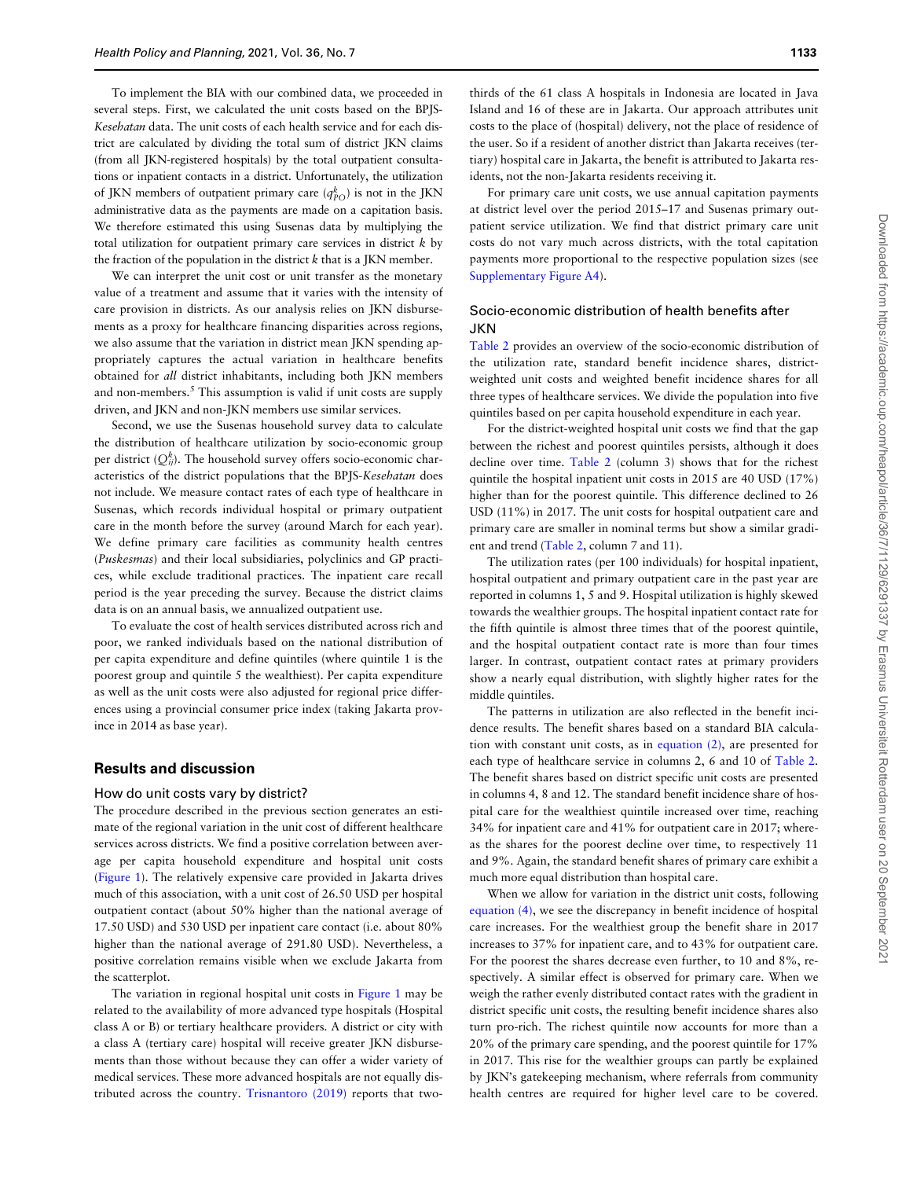To implement the BIA with our combined data, we proceeded in several steps. First, we calculated the unit costs based on the BPJS-*Kesehatan* data. The unit costs of each health service and for each district are calculated by dividing the total sum of district JKN claims (from all JKN-registered hospitals) by the total outpatient consultations or inpatient contacts in a district. Unfortunately, the utilization of JKN members of outpatient primary care ($q^k_{PO}$) is not in the JKN administrative data as the payments are made on a capitation basis. We therefore estimated this using Susenas data by multiplying the total utilization for outpatient primary care services in district $k$ by the fraction of the population in the district $k$ that is a JKN member.

We can interpret the unit cost or unit transfer as the monetary value of a treatment and assume that it varies with the intensity of care provision in districts. As our analysis relies on JKN disbursements as a proxy for healthcare financing disparities across regions, we also assume that the variation in district mean JKN spending appropriately captures the actual variation in healthcare benefits obtained for *all* district inhabitants, including both JKN members and non-members.[5] This assumption is valid if unit costs are supply driven, and JKN and non-JKN members use similar services.

Second, we use the Susenas household survey data to calculate the distribution of healthcare utilization by socio-economic group per district ($Q^k_{ij}$). The household survey offers socio-economic characteristics of the district populations that the BPJS-*Kesehatan* does not include. We measure contact rates of each type of healthcare in Susenas, which records individual hospital or primary outpatient care in the month before the survey (around March for each year). We define primary care facilities as community health centres (*Puskesmas*) and their local subsidiaries, polyclinics and GP practices, while exclude traditional practices. The inpatient care recall period is the year preceding the survey. Because the district claims data is on an annual basis, we annualized outpatient use.

To evaluate the cost of health services distributed across rich and poor, we ranked individuals based on the national distribution of per capita expenditure and define quintiles (where quintile 1 is the poorest group and quintile 5 the wealthiest). Per capita expenditure as well as the unit costs were also adjusted for regional price differences using a provincial consumer price index (taking Jakarta province in 2014 as base year).

## Results and discussion

### How do unit costs vary by district?

The procedure described in the previous section generates an estimate of the regional variation in the unit cost of different healthcare services across districts. We find a positive correlation between average per capita household expenditure and hospital unit costs (Figure 1). The relatively expensive care provided in Jakarta drives much of this association, with a unit cost of 26.50 USD per hospital outpatient contact (about 50% higher than the national average of 17.50 USD) and 530 USD per inpatient care contact (i.e. about 80% higher than the national average of 291.80 USD). Nevertheless, a positive correlation remains visible when we exclude Jakarta from the scatterplot.

The variation in regional hospital unit costs in Figure 1 may be related to the availability of more advanced type hospitals (Hospital class A or B) or tertiary healthcare providers. A district or city with a class A (tertiary care) hospital will receive greater JKN disbursements than those without because they can offer a wider variety of medical services. These more advanced hospitals are not equally distributed across the country. Trisnantoro (2019) reports that two-thirds of the 61 class A hospitals in Indonesia are located in Java Island and 16 of these are in Jakarta. Our approach attributes unit costs to the place of (hospital) delivery, not the place of residence of the user. So if a resident of another district than Jakarta receives (tertiary) hospital care in Jakarta, the benefit is attributed to Jakarta residents, not the non-Jakarta residents receiving it.

For primary care unit costs, we use annual capitation payments at district level over the period 2015–17 and Susenas primary outpatient service utilization. We find that district primary care unit costs do not vary much across districts, with the total capitation payments more proportional to the respective population sizes (see Supplementary Figure A4).

### Socio-economic distribution of health benefits after JKN

Table 2 provides an overview of the socio-economic distribution of the utilization rate, standard benefit incidence shares, district-weighted unit costs and weighted benefit incidence shares for all three types of healthcare services. We divide the population into five quintiles based on per capita household expenditure in each year.

For the district-weighted hospital unit costs we find that the gap between the richest and poorest quintiles persists, although it does decline over time. Table 2 (column 3) shows that for the richest quintile the hospital inpatient unit costs in 2015 are 40 USD (17%) higher than for the poorest quintile. This difference declined to 26 USD (11%) in 2017. The unit costs for hospital outpatient care and primary care are smaller in nominal terms but show a similar gradient and trend (Table 2, column 7 and 11).

The utilization rates (per 100 individuals) for hospital inpatient, hospital outpatient and primary outpatient care in the past year are reported in columns 1, 5 and 9. Hospital utilization is highly skewed towards the wealthier groups. The hospital inpatient contact rate for the fifth quintile is almost three times that of the poorest quintile, and the hospital outpatient contact rate is more than four times larger. In contrast, outpatient contact rates at primary providers show a nearly equal distribution, with slightly higher rates for the middle quintiles.

The patterns in utilization are also reflected in the benefit incidence results. The benefit shares based on a standard BIA calculation with constant unit costs, as in equation (2), are presented for each type of healthcare service in columns 2, 6 and 10 of Table 2. The benefit shares based on district specific unit costs are presented in columns 4, 8 and 12. The standard benefit incidence share of hospital care for the wealthiest quintile increased over time, reaching 34% for inpatient care and 41% for outpatient care in 2017; whereas the shares for the poorest decline over time, to respectively 11 and 9%. Again, the standard benefit shares of primary care exhibit a much more equal distribution than hospital care.

When we allow for variation in the district unit costs, following equation (4), we see the discrepancy in benefit incidence of hospital care increases. For the wealthiest group the benefit share in 2017 increases to 37% for inpatient care, and to 43% for outpatient care. For the poorest the shares decrease even further, to 10 and 8%, respectively. A similar effect is observed for primary care. When we weigh the rather evenly distributed contact rates with the gradient in district specific unit costs, the resulting benefit incidence shares also turn pro-rich. The richest quintile now accounts for more than a 20% of the primary care spending, and the poorest quintile for 17% in 2017. This rise for the wealthier groups can partly be explained by JKN's gatekeeping mechanism, where referrals from community health centres are required for higher level care to be covered.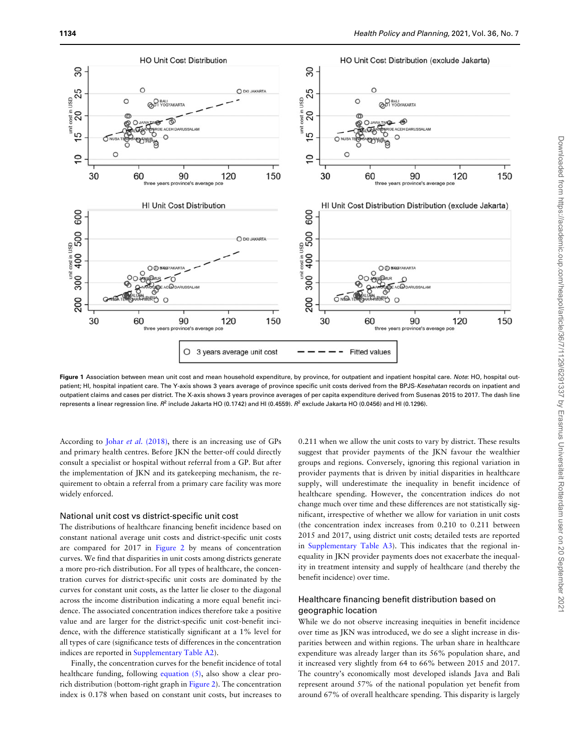**Figure 1** Association between mean unit cost and mean household expenditure, by province, for outpatient and inpatient hospital care. *Note*: HO, hospital outpatient; HI, hospital inpatient care. The Y-axis shows 3 years average of province specific unit costs derived from the BPJS-*Kesehatan* records on inpatient and outpatient claims and cases per district. The X-axis shows 3 years province averages of per capita expenditure derived from Susenas 2015 to 2017. The dash line represents a linear regression line. $R^2$ include Jakarta HO (0.1742) and HI (0.4559). $R^2$ exclude Jakarta HO (0.0456) and HI (0.1296).

According to Johar *et al.* (2018), there is an increasing use of GPs and primary health centres. Before JKN the better-off could directly consult a specialist or hospital without referral from a GP. But after the implementation of JKN and its gatekeeping mechanism, the requirement to obtain a referral from a primary care facility was more widely enforced.

### National unit cost vs district-specific unit cost

The distributions of healthcare financing benefit incidence based on constant national average unit costs and district-specific unit costs are compared for 2017 in Figure 2 by means of concentration curves. We find that disparities in unit costs among districts generate a more pro-rich distribution. For all types of healthcare, the concentration curves for district-specific unit costs are dominated by the curves for constant unit costs, as the latter lie closer to the diagonal across the income distribution indicating a more equal benefit incidence. The associated concentration indices therefore take a positive value and are larger for the district-specific unit cost-benefit incidence, with the difference statistically significant at a 1% level for all types of care (significance tests of differences in the concentration indices are reported in Supplementary Table A2).

Finally, the concentration curves for the benefit incidence of total healthcare funding, following equation (5), also show a clear pro-rich distribution (bottom-right graph in Figure 2). The concentration index is 0.178 when based on constant unit costs, but increases to 0.211 when we allow the unit costs to vary by district. These results suggest that provider payments of the JKN favour the wealthier groups and regions. Conversely, ignoring this regional variation in provider payments that is driven by initial disparities in healthcare supply, will underestimate the inequality in benefit incidence of healthcare spending. However, the concentration indices do not change much over time and these differences are not statistically significant, irrespective of whether we allow for variation in unit costs (the concentration index increases from 0.210 to 0.211 between 2015 and 2017, using district unit costs; detailed tests are reported in Supplementary Table A3). This indicates that the regional inequality in JKN provider payments does not exacerbate the inequality in treatment intensity and supply of healthcare (and thereby the benefit incidence) over time.

### Healthcare financing benefit distribution based on geographic location

While we do not observe increasing inequities in benefit incidence over time as JKN was introduced, we do see a slight increase in disparities between and within regions. The urban share in healthcare expenditure was already larger than its 56% population share, and it increased very slightly from 64 to 66% between 2015 and 2017. The country's economically most developed islands Java and Bali represent around 57% of the national population yet benefit from around 67% of overall healthcare spending. This disparity is largely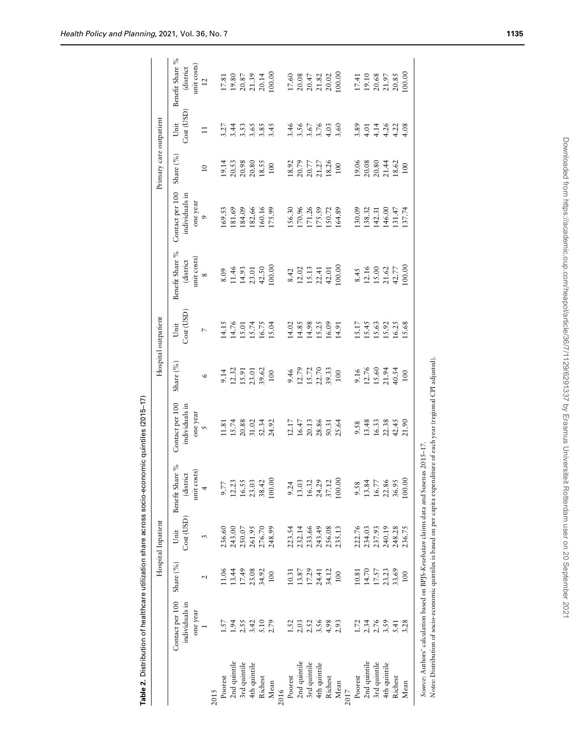**Table 2.** Distribution of healthcare utilization share across socio-economic quintiles (2015–17)

| | Hospital Inpatient | | | | Hospital outpatient | | | | Primary care outpatient | | | |
|---|---|---|---|---|---|---|---|---|---|---|---|---|
| | Contact per 100 individuals in one year | Share (%) | Unit Cost (USD) | Benefit Share % (district unit costs) | Contact per 100 individuals in one year | Share (%) | Unit Cost (USD) | Benefit Share % (district unit costs) | Contact per 100 individuals in one year | Share (%) | Unit Cost (USD) | Benefit Share % (district unit costs) |
| | 1 | 2 | 3 | 4 | 5 | 6 | 7 | 8 | 9 | 10 | 11 | 12 |
| 2015 | | | | | | | | | | | | |
| Poorest | 1.57 | 11.06 | 236.60 | 9.77 | 11.81 | 9.14 | 14.15 | 8.09 | 169.53 | 19.14 | 3.27 | 17.81 |
| 2nd quintile | 1.94 | 13.44 | 243.00 | 12.23 | 15.74 | 12.32 | 14.76 | 11.46 | 181.69 | 20.53 | 3.44 | 19.80 |
| 3rd quintile | 2.55 | 17.49 | 250.07 | 16.55 | 20.88 | 15.91 | 15.01 | 14.93 | 184.09 | 20.98 | 3.53 | 20.87 |
| 4th quintile | 3.42 | 23.08 | 261.95 | 23.03 | 31.02 | 23.01 | 15.74 | 23.01 | 182.66 | 20.80 | 3.65 | 21.39 |
| Richest | 5.10 | 34.92 | 276.70 | 38.42 | 52.34 | 39.62 | 16.75 | 42.50 | 160.16 | 18.55 | 3.85 | 20.14 |
| Mean | 2.79 | 100 | 248.99 | 100.00 | 24.92 | 100 | 15.04 | 100.00 | 175.99 | 100 | 3.45 | 100.00 |
| 2016 | | | | | | | | | | | | |
| Poorest | 1.52 | 10.31 | 223.54 | 9.24 | 12.17 | 9.46 | 14.02 | 8.42 | 156.30 | 18.92 | 3.46 | 17.60 |
| 2nd quintile | 2.03 | 13.87 | 232.14 | 13.03 | 16.47 | 12.79 | 14.85 | 12.02 | 170.96 | 20.79 | 3.56 | 20.08 |
| 3rd quintile | 2.52 | 17.29 | 233.66 | 16.32 | 20.13 | 15.72 | 14.98 | 15.13 | 171.26 | 20.77 | 3.67 | 20.47 |
| 4th quintile | 3.56 | 24.41 | 243.49 | 24.29 | 28.86 | 22.70 | 15.25 | 22.41 | 175.59 | 21.27 | 3.76 | 21.82 |
| Richest | 4.98 | 34.12 | 256.08 | 37.12 | 50.31 | 39.33 | 16.09 | 42.01 | 150.72 | 18.26 | 4.03 | 20.02 |
| Mean | 2.93 | 100 | 235.13 | 100.00 | 25.64 | 100 | 14.91 | 100.00 | 164.89 | 100 | 3.60 | 100.00 |
| 2017 | | | | | | | | | | | | |
| Poorest | 1.72 | 10.81 | 222.76 | 9.58 | 9.58 | 9.16 | 15.17 | 8.45 | 130.09 | 19.06 | 3.89 | 17.41 |
| 2nd quintile | 2.34 | 14.70 | 234.03 | 13.84 | 13.48 | 12.76 | 15.45 | 12.16 | 138.32 | 20.08 | 4.01 | 19.10 |
| 3rd quintile | 2.76 | 17.57 | 237.93 | 16.77 | 16.33 | 15.60 | 15.63 | 15.00 | 142.31 | 20.80 | 4.14 | 20.68 |
| 4th quintile | 3.59 | 23.23 | 240.19 | 22.86 | 22.38 | 21.94 | 15.92 | 21.62 | 146.00 | 21.44 | 4.26 | 21.97 |
| Richest | 5.41 | 33.69 | 248.28 | 36.95 | 42.45 | 40.54 | 16.25 | 42.77 | 131.47 | 18.62 | 4.22 | 20.85 |
| Mean | 3.28 | 100 | 236.75 | 100.00 | 21.90 | 100 | 15.68 | 100.00 | 137.74 | 100 | 4.08 | 100.00 |

*Source*: Authors' calculation based on BPJS-*Kesehatan* claims data and Susenas 2015–17.
*Notes*: Distribution of socio-economic quintiles is based on per capita expenditure of each year (regional CPI adjusted).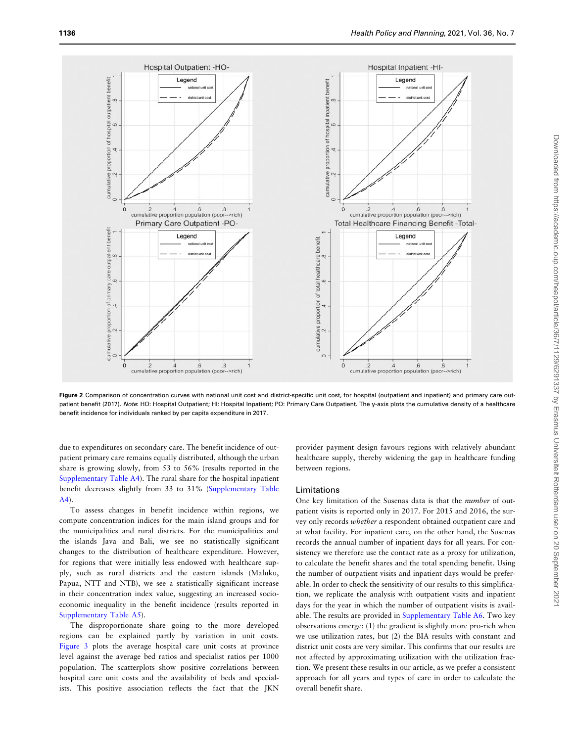**Figure 2** Comparison of concentration curves with national unit cost and district-specific unit cost, for hospital (outpatient and inpatient) and primary care outpatient benefit (2017). *Note*: HO: Hospital Outpatient; HI: Hospital Inpatient; PO: Primary Care Outpatient. The y-axis plots the cumulative density of a healthcare benefit incidence for individuals ranked by per capita expenditure in 2017.

due to expenditures on secondary care. The benefit incidence of outpatient primary care remains equally distributed, although the urban share is growing slowly, from 53 to 56% (results reported in the Supplementary Table A4). The rural share for the hospital inpatient benefit decreases slightly from 33 to 31% (Supplementary Table A4).

To assess changes in benefit incidence within regions, we compute concentration indices for the main island groups and for the municipalities and rural districts. For the municipalities and the islands Java and Bali, we see no statistically significant changes to the distribution of healthcare expenditure. However, for regions that were initially less endowed with healthcare supply, such as rural districts and the eastern islands (Maluku, Papua, NTT and NTB), we see a statistically significant increase in their concentration index value, suggesting an increased socio-economic inequality in the benefit incidence (results reported in Supplementary Table A5).

The disproportionate share going to the more developed regions can be explained partly by variation in unit costs. Figure 3 plots the average hospital care unit costs at province level against the average bed ratios and specialist ratios per 1000 population. The scatterplots show positive correlations between hospital care unit costs and the availability of beds and specialists. This positive association reflects the fact that the JKN provider payment design favours regions with relatively abundant healthcare supply, thereby widening the gap in healthcare funding between regions.

## Limitations

One key limitation of the Susenas data is that the *number* of outpatient visits is reported only in 2017. For 2015 and 2016, the survey only records *whether* a respondent obtained outpatient care and at what facility. For inpatient care, on the other hand, the Susenas records the annual number of inpatient days for all years. For consistency we therefore use the contact rate as a proxy for utilization, to calculate the benefit shares and the total spending benefit. Using the number of outpatient visits and inpatient days would be preferable. In order to check the sensitivity of our results to this simplification, we replicate the analysis with outpatient visits and inpatient days for the year in which the number of outpatient visits is available. The results are provided in Supplementary Table A6. Two key observations emerge: (1) the gradient is slightly more pro-rich when we use utilization rates, but (2) the BIA results with constant and district unit costs are very similar. This confirms that our results are not affected by approximating utilization with the utilization fraction. We present these results in our article, as we prefer a consistent approach for all years and types of care in order to calculate the overall benefit share.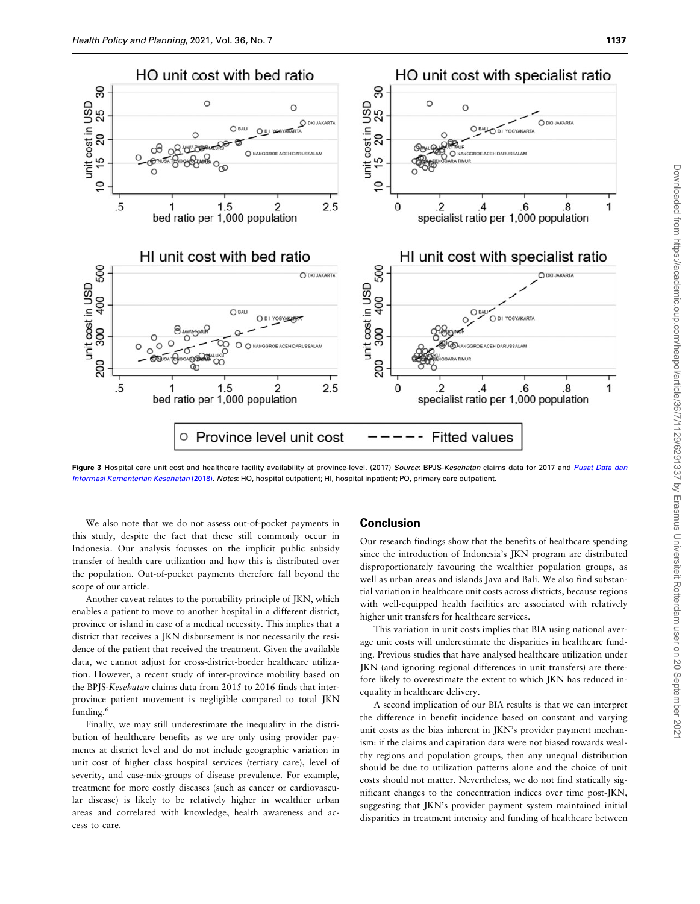Figure 3 Hospital care unit cost and healthcare facility availability at province-level. (2017) *Source*: BPJS-*Kesehatan* claims data for 2017 and Pusat Data dan Informasi Kementerian Kesehatan (2018). *Notes*: HO, hospital outpatient; HI, hospital inpatient; PO, primary care outpatient.

We also note that we do not assess out-of-pocket payments in this study, despite the fact that these still commonly occur in Indonesia. Our analysis focusses on the implicit public subsidy transfer of health care utilization and how this is distributed over the population. Out-of-pocket payments therefore fall beyond the scope of our article.

Another caveat relates to the portability principle of JKN, which enables a patient to move to another hospital in a different district, province or island in case of a medical necessity. This implies that a district that receives a JKN disbursement is not necessarily the residence of the patient that received the treatment. Given the available data, we cannot adjust for cross-district-border healthcare utilization. However, a recent study of inter-province mobility based on the BPJS-*Kesehatan* claims data from 2015 to 2016 finds that inter-province patient movement is negligible compared to total JKN funding.[6]

Finally, we may still underestimate the inequality in the distribution of healthcare benefits as we are only using provider payments at district level and do not include geographic variation in unit cost of higher class hospital services (tertiary care), level of severity, and case-mix-groups of disease prevalence. For example, treatment for more costly diseases (such as cancer or cardiovascular disease) is likely to be relatively higher in wealthier urban areas and correlated with knowledge, health awareness and access to care.

## Conclusion

Our research findings show that the benefits of healthcare spending since the introduction of Indonesia's JKN program are distributed disproportionately favouring the wealthier population groups, as well as urban areas and islands Java and Bali. We also find substantial variation in healthcare unit costs across districts, because regions with well-equipped health facilities are associated with relatively higher unit transfers for healthcare services.

This variation in unit costs implies that BIA using national average unit costs will underestimate the disparities in healthcare funding. Previous studies that have analysed healthcare utilization under JKN (and ignoring regional differences in unit transfers) are therefore likely to overestimate the extent to which JKN has reduced inequality in healthcare delivery.

A second implication of our BIA results is that we can interpret the difference in benefit incidence based on constant and varying unit costs as the bias inherent in JKN's provider payment mechanism: if the claims and capitation data were not biased towards wealthy regions and population groups, then any unequal distribution should be due to utilization patterns alone and the choice of unit costs should not matter. Nevertheless, we do not find statically significant changes to the concentration indices over time post-JKN, suggesting that JKN's provider payment system maintained initial disparities in treatment intensity and funding of healthcare between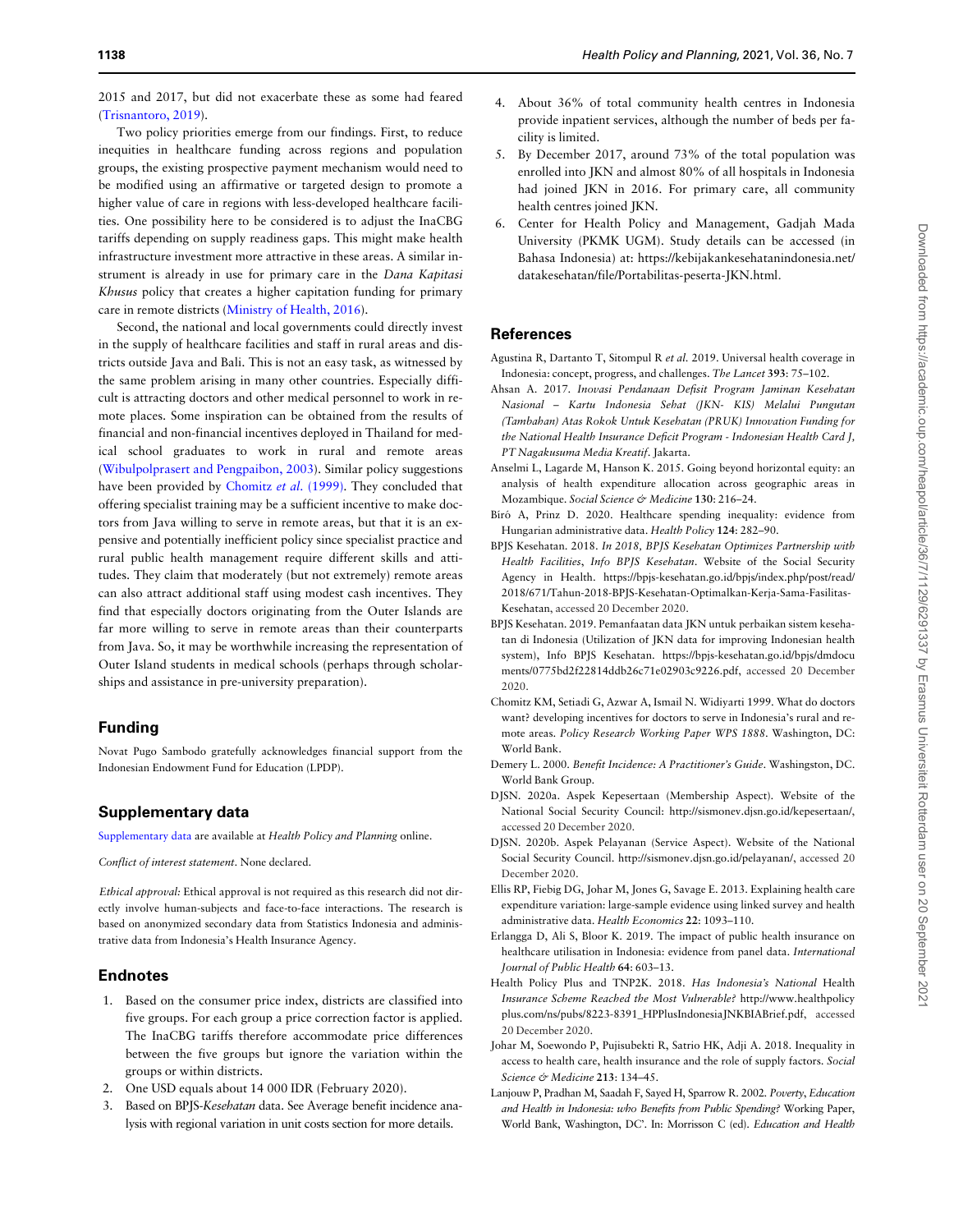2015 and 2017, but did not exacerbate these as some had feared (Trisnantoro, 2019).

Two policy priorities emerge from our findings. First, to reduce inequities in healthcare funding across regions and population groups, the existing prospective payment mechanism would need to be modified using an affirmative or targeted design to promote a higher value of care in regions with less-developed healthcare facilities. One possibility here to be considered is to adjust the InaCBG tariffs depending on supply readiness gaps. This might make health infrastructure investment more attractive in these areas. A similar instrument is already in use for primary care in the *Dana Kapitasi Khusus* policy that creates a higher capitation funding for primary care in remote districts (Ministry of Health, 2016).

Second, the national and local governments could directly invest in the supply of healthcare facilities and staff in rural areas and districts outside Java and Bali. This is not an easy task, as witnessed by the same problem arising in many other countries. Especially difficult is attracting doctors and other medical personnel to work in remote places. Some inspiration can be obtained from the results of financial and non-financial incentives deployed in Thailand for medical school graduates to work in rural and remote areas (Wibulpolprasert and Pengpaibon, 2003). Similar policy suggestions have been provided by Chomitz *et al.* (1999). They concluded that offering specialist training may be a sufficient incentive to make doctors from Java willing to serve in remote areas, but that it is an expensive and potentially inefficient policy since specialist practice and rural public health management require different skills and attitudes. They claim that moderately (but not extremely) remote areas can also attract additional staff using modest cash incentives. They find that especially doctors originating from the Outer Islands are far more willing to serve in remote areas than their counterparts from Java. So, it may be worthwhile increasing the representation of Outer Island students in medical schools (perhaps through scholarships and assistance in pre-university preparation).

## Funding

Novat Pugo Sambodo gratefully acknowledges financial support from the Indonesian Endowment Fund for Education (LPDP).

## Supplementary data

Supplementary data are available at *Health Policy and Planning* online.

*Conflict of interest statement*. None declared.

*Ethical approval:* Ethical approval is not required as this research did not directly involve human-subjects and face-to-face interactions. The research is based on anonymized secondary data from Statistics Indonesia and administrative data from Indonesia's Health Insurance Agency.

## Endnotes

1. Based on the consumer price index, districts are classified into five groups. For each group a price correction factor is applied. The InaCBG tariffs therefore accommodate price differences between the five groups but ignore the variation within the groups or within districts.
2. One USD equals about 14 000 IDR (February 2020).
3. Based on BPJS-*Kesehatan* data. See Average benefit incidence analysis with regional variation in unit costs section for more details.
4. About 36% of total community health centres in Indonesia provide inpatient services, although the number of beds per facility is limited.
5. By December 2017, around 73% of the total population was enrolled into JKN and almost 80% of all hospitals in Indonesia had joined JKN in 2016. For primary care, all community health centres joined JKN.
6. Center for Health Policy and Management, Gadjah Mada University (PKMK UGM). Study details can be accessed (in Bahasa Indonesia) at: https://kebijakankesehatanindonesia.net/datakesehatan/file/Portabilitas-peserta-JKN.html.

## References

Agustina R, Dartanto T, Sitompul R *et al.* 2019. Universal health coverage in Indonesia: concept, progress, and challenges. *The Lancet* **393**: 75–102.

Ahsan A. 2017. *Inovasi Pendanaan Defisit Program Jaminan Kesehatan Nasional – Kartu Indonesia Sehat (JKN- KIS) Melalui Pungutan (Tambahan) Atas Rokok Untuk Kesehatan (PRUK) Innovation Funding for the National Health Insurance Deficit Program - Indonesian Health Card J, PT Nagakusuma Media Kreatif*. Jakarta.

Anselmi L, Lagarde M, Hanson K. 2015. Going beyond horizontal equity: an analysis of health expenditure allocation across geographic areas in Mozambique. *Social Science & Medicine* **130**: 216–24.

Bíró A, Prinz D. 2020. Healthcare spending inequality: evidence from Hungarian administrative data. *Health Policy* **124**: 282–90.

BPJS Kesehatan. 2018. *In 2018, BPJS Kesehatan Optimizes Partnership with Health Facilities*, *Info BPJS Kesehatan*. Website of the Social Security Agency in Health. https://bpjs-kesehatan.go.id/bpjs/index.php/post/read/2018/671/Tahun-2018-BPJS-Kesehatan-Optimalkan-Kerja-Sama-Fasilitas-Kesehatan, accessed 20 December 2020.

BPJS Kesehatan. 2019. Pemanfaatan data JKN untuk perbaikan sistem kesehatan di Indonesia (Utilization of JKN data for improving Indonesian health system), Info BPJS Kesehatan. https://bpjs-kesehatan.go.id/bpjs/dmdocuments/0775bd2f22814ddb26c71e02903c9226.pdf, accessed 20 December 2020.

Chomitz KM, Setiadi G, Azwar A, Ismail N. Widiyarti 1999. What do doctors want? developing incentives for doctors to serve in Indonesia's rural and remote areas. *Policy Research Working Paper WPS 1888*. Washington, DC: World Bank.

Demery L. 2000. *Benefit Incidence: A Practitioner's Guide*. Washington, DC. World Bank Group.

DJSN. 2020a. Aspek Kepesertaan (Membership Aspect). Website of the National Social Security Council: http://sismonev.djsn.go.id/kepesertaan/, accessed 20 December 2020.

DJSN. 2020b. Aspek Pelayanan (Service Aspect). Website of the National Social Security Council. http://sismonev.djsn.go.id/pelayanan/, accessed 20 December 2020.

Ellis RP, Fiebig DG, Johar M, Jones G, Savage E. 2013. Explaining health care expenditure variation: large-sample evidence using linked survey and health administrative data. *Health Economics* **22**: 1093–110.

Erlangga D, Ali S, Bloor K. 2019. The impact of public health insurance on healthcare utilisation in Indonesia: evidence from panel data. *International Journal of Public Health* **64**: 603–13.

Health Policy Plus and TNP2K. 2018. *Has Indonesia's National* Health *Insurance Scheme Reached the Most Vulnerable?* http://www.healthpolicyplus.com/ns/pubs/8223-8391_HPPlusIndonesiaJNKBIABrief.pdf, accessed 20 December 2020.

Johar M, Soewondo P, Pujisubekti R, Satrio HK, Adji A. 2018. Inequality in access to health care, health insurance and the role of supply factors. *Social Science & Medicine* **213**: 134–45.

Lanjouw P, Pradhan M, Saadah F, Sayed H, Sparrow R. 2002. *Poverty*, *Education and Health in Indonesia: who Benefits from Public Spending?* Working Paper, World Bank, Washington, DC'. In: Morrisson C (ed). *Education and Health*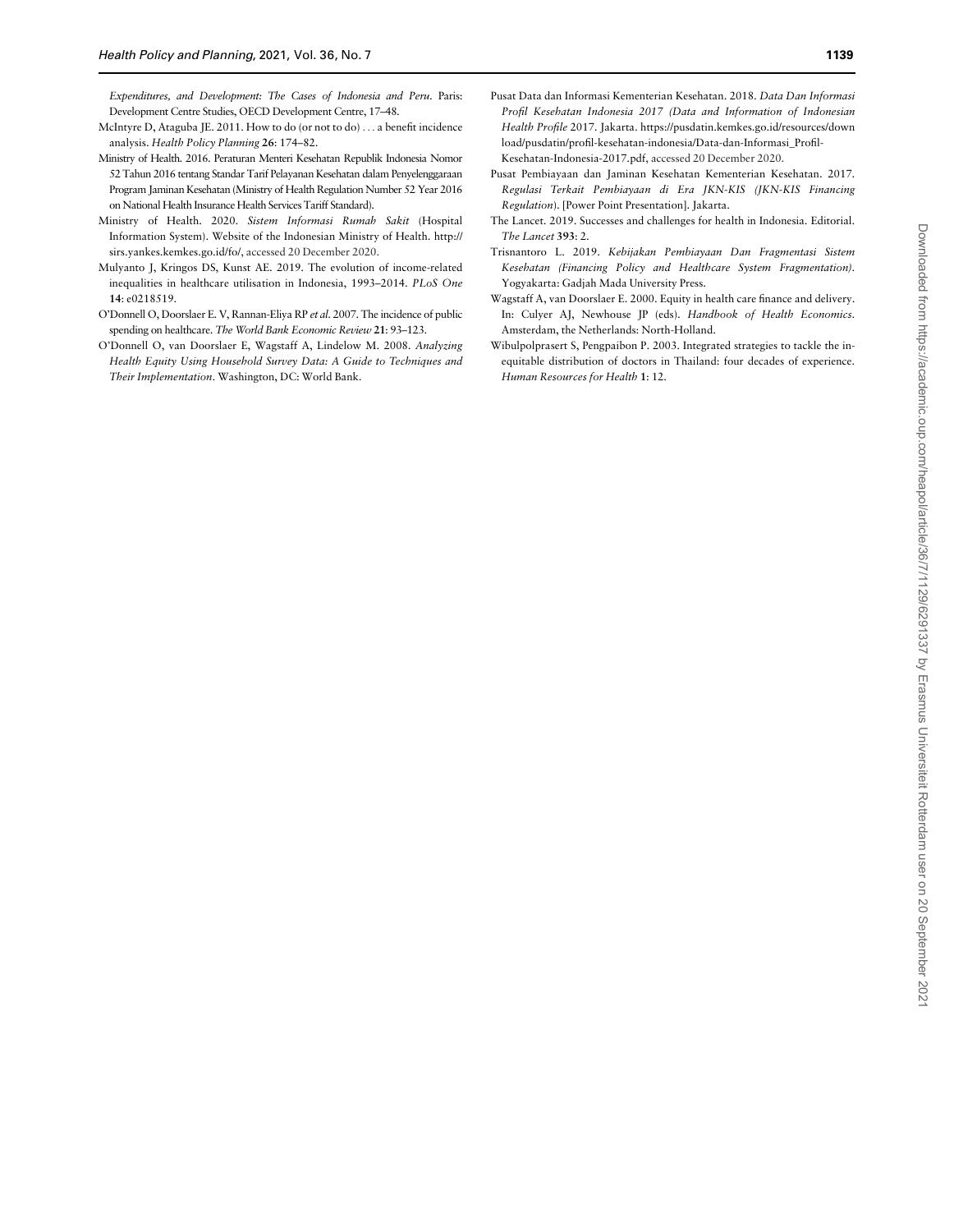*Expenditures, and Development: The Cases of Indonesia and Peru*. Paris: Development Centre Studies, OECD Development Centre, 17–48.

McIntyre D, Ataguba JE. 2011. How to do (or not to do) . . . a benefit incidence analysis. *Health Policy Planning* **26**: 174–82.

Ministry of Health. 2016. Peraturan Menteri Kesehatan Republik Indonesia Nomor 52 Tahun 2016 tentang Standar Tarif Pelayanan Kesehatan dalam Penyelenggaraan Program Jaminan Kesehatan (Ministry of Health Regulation Number 52 Year 2016 on National Health Insurance Health Services Tariff Standard).

Ministry of Health. 2020. *Sistem Informasi Rumah Sakit* (Hospital Information System). Website of the Indonesian Ministry of Health. http://sirs.yankes.kemkes.go.id/fo/, accessed 20 December 2020.

Mulyanto J, Kringos DS, Kunst AE. 2019. The evolution of income-related inequalities in healthcare utilisation in Indonesia, 1993–2014. *PLoS One* **14**: e0218519.

O'Donnell O, Doorslaer E. V, Rannan-Eliya RP *et al.* 2007. The incidence of public spending on healthcare. *The World Bank Economic Review* **21**: 93–123.

O'Donnell O, van Doorslaer E, Wagstaff A, Lindelow M. 2008. *Analyzing Health Equity Using Household Survey Data: A Guide to Techniques and Their Implementation*. Washington, DC: World Bank.

Pusat Data dan Informasi Kementerian Kesehatan. 2018. *Data Dan Informasi Profil Kesehatan Indonesia 2017 (Data and Information of Indonesian Health Profile* 2017. Jakarta. https://pusdatin.kemkes.go.id/resources/download/pusdatin/profil-kesehatan-indonesia/Data-dan-Informasi_Profil-Kesehatan-Indonesia-2017.pdf, accessed 20 December 2020.

Pusat Pembiayaan dan Jaminan Kesehatan Kementerian Kesehatan. 2017. *Regulasi Terkait Pembiayaan di Era JKN-KIS (JKN-KIS Financing Regulation)*. [Power Point Presentation]. Jakarta.

The Lancet. 2019. Successes and challenges for health in Indonesia. Editorial. *The Lancet* **393**: 2.

Trisnantoro L. 2019. *Kebijakan Pembiayaan Dan Fragmentasi Sistem Kesehatan (Financing Policy and Healthcare System Fragmentation)*. Yogyakarta: Gadjah Mada University Press.

Wagstaff A, van Doorslaer E. 2000. Equity in health care finance and delivery. In: Culyer AJ, Newhouse JP (eds). *Handbook of Health Economics*. Amsterdam, the Netherlands: North-Holland.

Wibulpolprasert S, Pengpaibon P. 2003. Integrated strategies to tackle the inequitable distribution of doctors in Thailand: four decades of experience. *Human Resources for Health* **1**: 12.